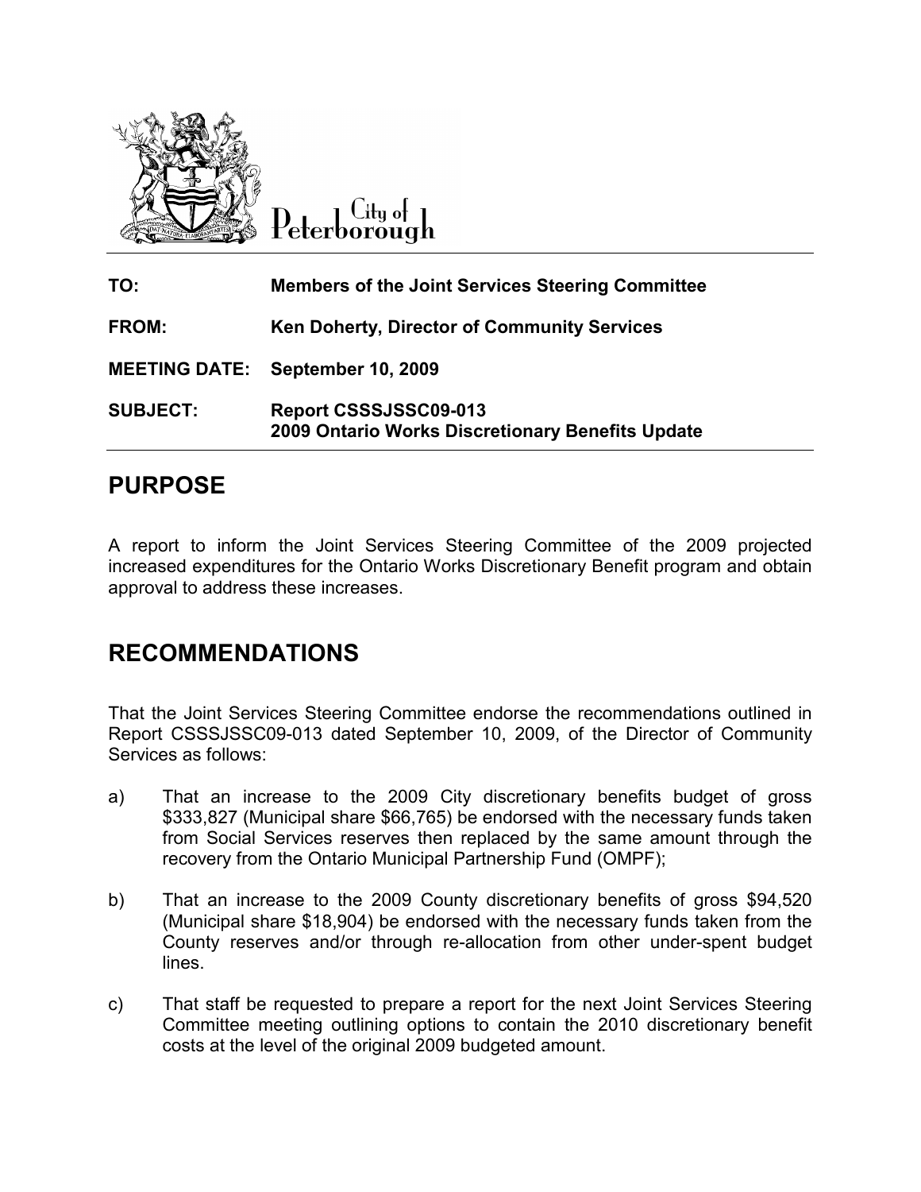City of Peterborough

| | |
|---|---|
| **TO:** | **Members of the Joint Services Steering Committee** |
| **FROM:** | **Ken Doherty, Director of Community Services** |
| **MEETING DATE:** | **September 10, 2009** |
| **SUBJECT:** | **Report CSSSJSSC09-013**<br>**2009 Ontario Works Discretionary Benefits Update** |

# PURPOSE

A report to inform the Joint Services Steering Committee of the 2009 projected increased expenditures for the Ontario Works Discretionary Benefit program and obtain approval to address these increases.

# RECOMMENDATIONS

That the Joint Services Steering Committee endorse the recommendations outlined in Report CSSSJSSC09-013 dated September 10, 2009, of the Director of Community Services as follows:

a) That an increase to the 2009 City discretionary benefits budget of gross $333,827 (Municipal share $66,765) be endorsed with the necessary funds taken from Social Services reserves then replaced by the same amount through the recovery from the Ontario Municipal Partnership Fund (OMPF);

b) That an increase to the 2009 County discretionary benefits of gross $94,520 (Municipal share $18,904) be endorsed with the necessary funds taken from the County reserves and/or through re-allocation from other under-spent budget lines.

c) That staff be requested to prepare a report for the next Joint Services Steering Committee meeting outlining options to contain the 2010 discretionary benefit costs at the level of the original 2009 budgeted amount.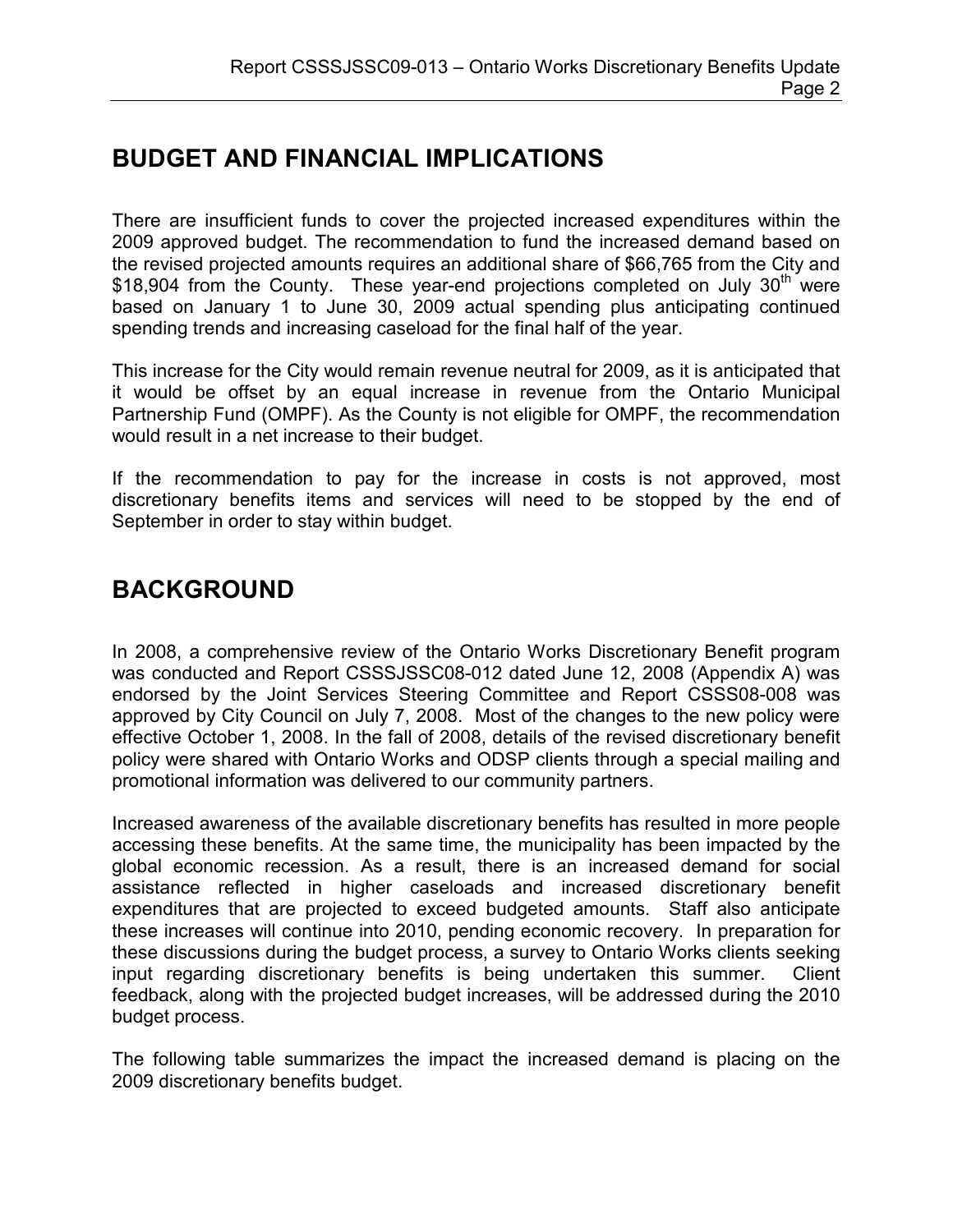## BUDGET AND FINANCIAL IMPLICATIONS

There are insufficient funds to cover the projected increased expenditures within the 2009 approved budget. The recommendation to fund the increased demand based on the revised projected amounts requires an additional share of $66,765 from the City and $18,904 from the County. These year-end projections completed on July 30th were based on January 1 to June 30, 2009 actual spending plus anticipating continued spending trends and increasing caseload for the final half of the year.

This increase for the City would remain revenue neutral for 2009, as it is anticipated that it would be offset by an equal increase in revenue from the Ontario Municipal Partnership Fund (OMPF). As the County is not eligible for OMPF, the recommendation would result in a net increase to their budget.

If the recommendation to pay for the increase in costs is not approved, most discretionary benefits items and services will need to be stopped by the end of September in order to stay within budget.

## BACKGROUND

In 2008, a comprehensive review of the Ontario Works Discretionary Benefit program was conducted and Report CSSSJSSC08-012 dated June 12, 2008 (Appendix A) was endorsed by the Joint Services Steering Committee and Report CSSS08-008 was approved by City Council on July 7, 2008. Most of the changes to the new policy were effective October 1, 2008. In the fall of 2008, details of the revised discretionary benefit policy were shared with Ontario Works and ODSP clients through a special mailing and promotional information was delivered to our community partners.

Increased awareness of the available discretionary benefits has resulted in more people accessing these benefits. At the same time, the municipality has been impacted by the global economic recession. As a result, there is an increased demand for social assistance reflected in higher caseloads and increased discretionary benefit expenditures that are projected to exceed budgeted amounts. Staff also anticipate these increases will continue into 2010, pending economic recovery. In preparation for these discussions during the budget process, a survey to Ontario Works clients seeking input regarding discretionary benefits is being undertaken this summer. Client feedback, along with the projected budget increases, will be addressed during the 2010 budget process.

The following table summarizes the impact the increased demand is placing on the 2009 discretionary benefits budget.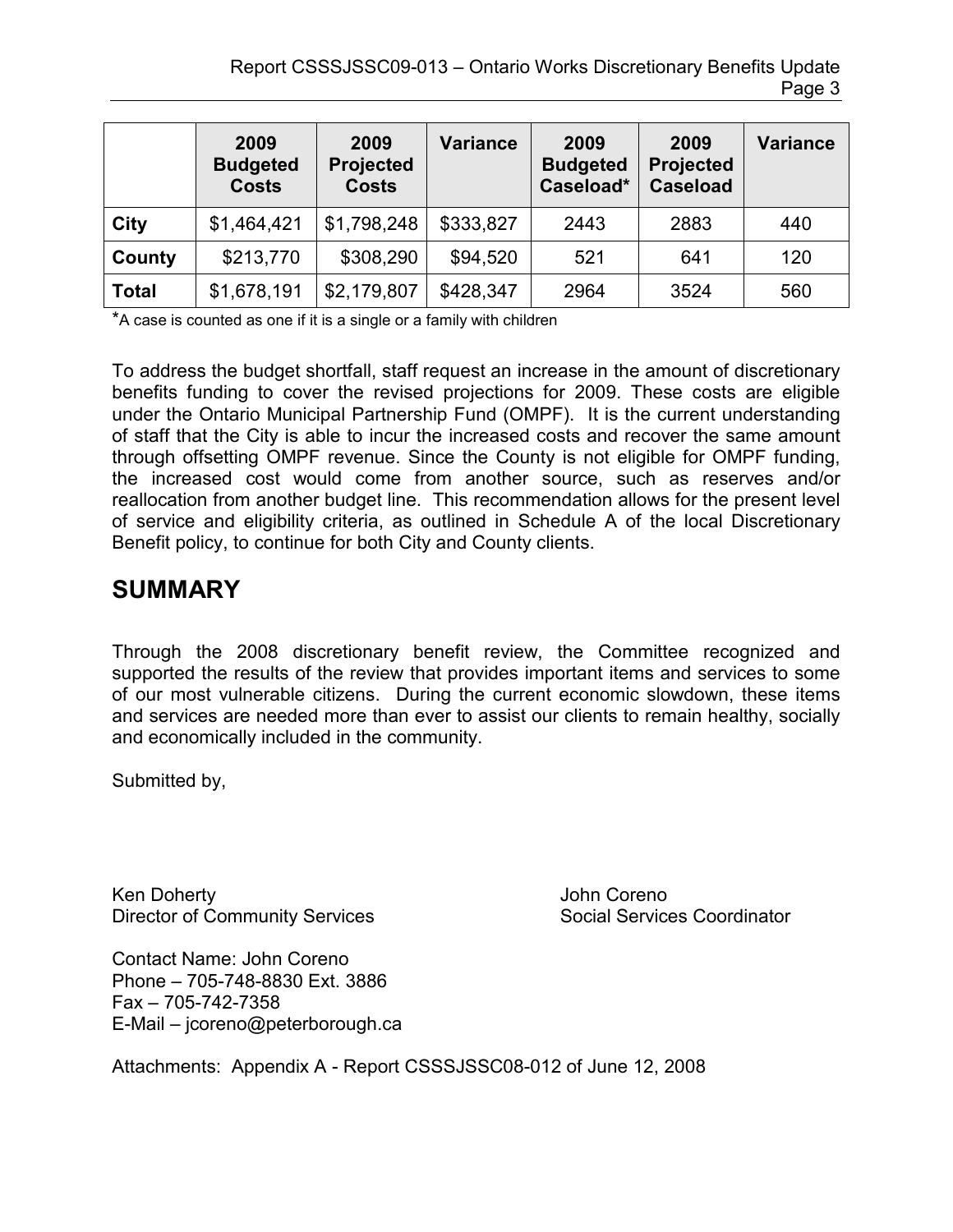| | 2009 Budgeted Costs | 2009 Projected Costs | Variance | 2009 Budgeted Caseload* | 2009 Projected Caseload | Variance |
|---|---|---|---|---|---|---|
| **City** | $1,464,421 | $1,798,248 | $333,827 | 2443 | 2883 | 440 |
| **County** | $213,770 | $308,290 | $94,520 | 521 | 641 | 120 |
| **Total** | $1,678,191 | $2,179,807 | $428,347 | 2964 | 3524 | 560 |

*A case is counted as one if it is a single or a family with children

To address the budget shortfall, staff request an increase in the amount of discretionary benefits funding to cover the revised projections for 2009. These costs are eligible under the Ontario Municipal Partnership Fund (OMPF). It is the current understanding of staff that the City is able to incur the increased costs and recover the same amount through offsetting OMPF revenue. Since the County is not eligible for OMPF funding, the increased cost would come from another source, such as reserves and/or reallocation from another budget line. This recommendation allows for the present level of service and eligibility criteria, as outlined in Schedule A of the local Discretionary Benefit policy, to continue for both City and County clients.

## SUMMARY

Through the 2008 discretionary benefit review, the Committee recognized and supported the results of the review that provides important items and services to some of our most vulnerable citizens. During the current economic slowdown, these items and services are needed more than ever to assist our clients to remain healthy, socially and economically included in the community.

Submitted by,

Ken Doherty
Director of Community Services

John Coreno
Social Services Coordinator

Contact Name: John Coreno
Phone – 705-748-8830 Ext. 3886
Fax – 705-742-7358
E-Mail – jcoreno@peterborough.ca

Attachments: Appendix A - Report CSSSJSSC08-012 of June 12, 2008